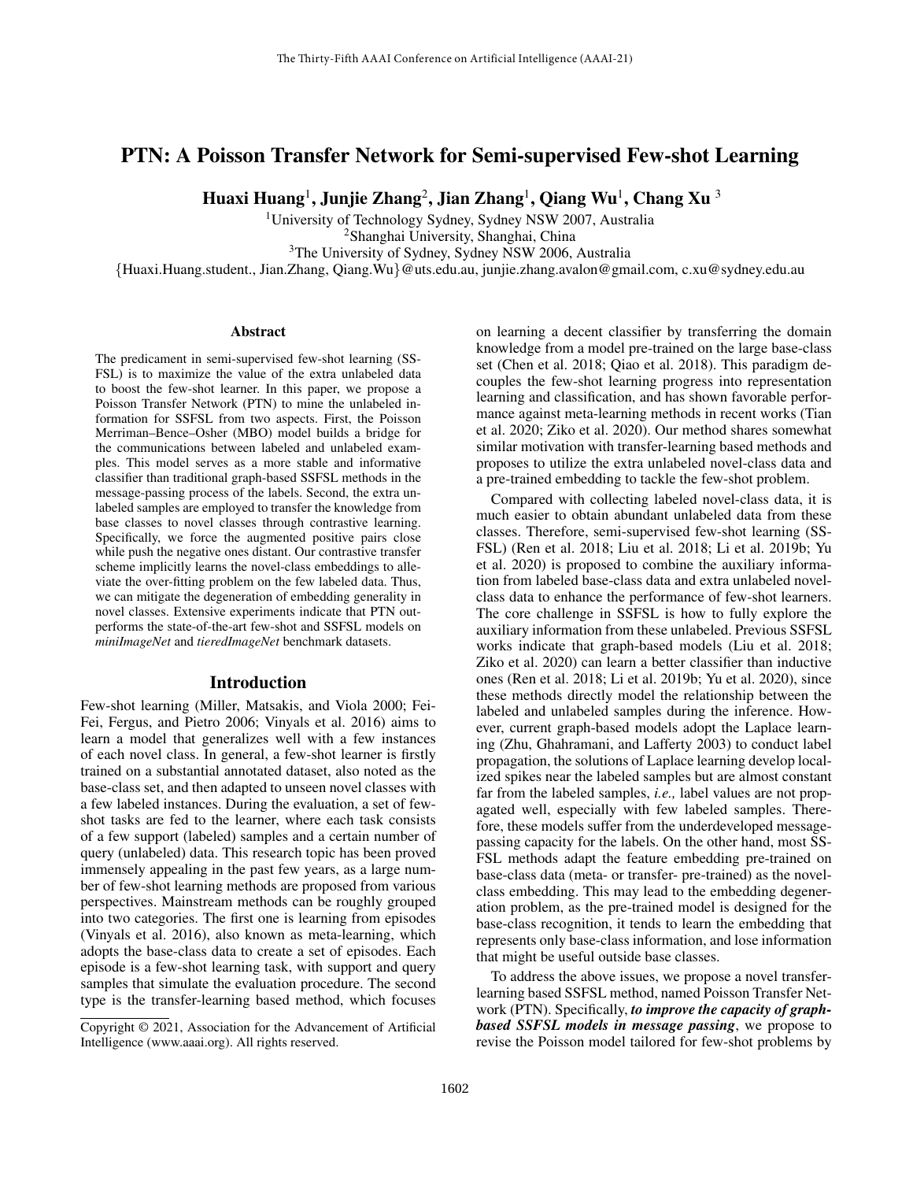# PTN: A Poisson Transfer Network for Semi-supervised Few-shot Learning

**Huaxi Huang**[1], **Junjie Zhang**[2], **Jian Zhang**[1], **Qiang Wu**[1], **Chang Xu**[3]

[1]University of Technology Sydney, Sydney NSW 2007, Australia
[2]Shanghai University, Shanghai, China
[3]The University of Sydney, Sydney NSW 2006, Australia
{Huaxi.Huang.student., Jian.Zhang, Qiang.Wu}@uts.edu.au, junjie.zhang.avalon@gmail.com, c.xu@sydney.edu.au

## Abstract

The predicament in semi-supervised few-shot learning (SSFSL) is to maximize the value of the extra unlabeled data to boost the few-shot learner. In this paper, we propose a Poisson Transfer Network (PTN) to mine the unlabeled information for SSFSL from two aspects. First, the Poisson Merriman–Bence–Osher (MBO) model builds a bridge for the communications between labeled and unlabeled examples. This model serves as a more stable and informative classifier than traditional graph-based SSFSL methods in the message-passing process of the labels. Second, the extra unlabeled samples are employed to transfer the knowledge from base classes to novel classes through contrastive learning. Specifically, we force the augmented positive pairs close while push the negative ones distant. Our contrastive transfer scheme implicitly learns the novel-class embeddings to alleviate the over-fitting problem on the few labeled data. Thus, we can mitigate the degeneration of embedding generality in novel classes. Extensive experiments indicate that PTN outperforms the state-of-the-art few-shot and SSFSL models on *miniImageNet* and *tieredImageNet* benchmark datasets.

## Introduction

Few-shot learning (Miller, Matsakis, and Viola 2000; Fei-Fei, Fergus, and Pietro 2006; Vinyals et al. 2016) aims to learn a model that generalizes well with a few instances of each novel class. In general, a few-shot learner is firstly trained on a substantial annotated dataset, also noted as the base-class set, and then adapted to unseen novel classes with a few labeled instances. During the evaluation, a set of few-shot tasks are fed to the learner, where each task consists of a few support (labeled) samples and a certain number of query (unlabeled) data. This research topic has been proved immensely appealing in the past few years, as a large number of few-shot learning methods are proposed from various perspectives. Mainstream methods can be roughly grouped into two categories. The first one is learning from episodes (Vinyals et al. 2016), also known as meta-learning, which adopts the base-class data to create a set of episodes. Each episode is a few-shot learning task, with support and query samples that simulate the evaluation procedure. The second type is the transfer-learning based method, which focuses on learning a decent classifier by transferring the domain knowledge from a model pre-trained on the large base-class set (Chen et al. 2018; Qiao et al. 2018). This paradigm decouples the few-shot learning progress into representation learning and classification, and has shown favorable performance against meta-learning methods in recent works (Tian et al. 2020; Ziko et al. 2020). Our method shares somewhat similar motivation with transfer-learning based methods and proposes to utilize the extra unlabeled novel-class data and a pre-trained embedding to tackle the few-shot problem.

Compared with collecting labeled novel-class data, it is much easier to obtain abundant unlabeled data from these classes. Therefore, semi-supervised few-shot learning (SSFSL) (Ren et al. 2018; Liu et al. 2018; Li et al. 2019b; Yu et al. 2020) is proposed to combine the auxiliary information from labeled base-class data and extra unlabeled novel-class data to enhance the performance of few-shot learners. The core challenge in SSFSL is how to fully explore the auxiliary information from these unlabeled. Previous SSFSL works indicate that graph-based models (Liu et al. 2018; Ziko et al. 2020) can learn a better classifier than inductive ones (Ren et al. 2018; Li et al. 2019b; Yu et al. 2020), since these methods directly model the relationship between the labeled and unlabeled samples during the inference. However, current graph-based models adopt the Laplace learning (Zhu, Ghahramani, and Lafferty 2003) to conduct label propagation, the solutions of Laplace learning develop localized spikes near the labeled samples but are almost constant far from the labeled samples, *i.e.,* label values are not propagated well, especially with few labeled samples. Therefore, these models suffer from the underdeveloped message-passing capacity for the labels. On the other hand, most SSFSL methods adapt the feature embedding pre-trained on base-class data (meta- or transfer- pre-trained) as the novel-class embedding. This may lead to the embedding degeneration problem, as the pre-trained model is designed for the base-class recognition, it tends to learn the embedding that represents only base-class information, and lose information that might be useful outside base classes.

To address the above issues, we propose a novel transfer-learning based SSFSL method, named Poisson Transfer Network (PTN). Specifically, ***to improve the capacity of graph-based SSFSL models in message passing***, we propose to revise the Poisson model tailored for few-shot problems by

Copyright © 2021, Association for the Advancement of Artificial Intelligence (www.aaai.org). All rights reserved.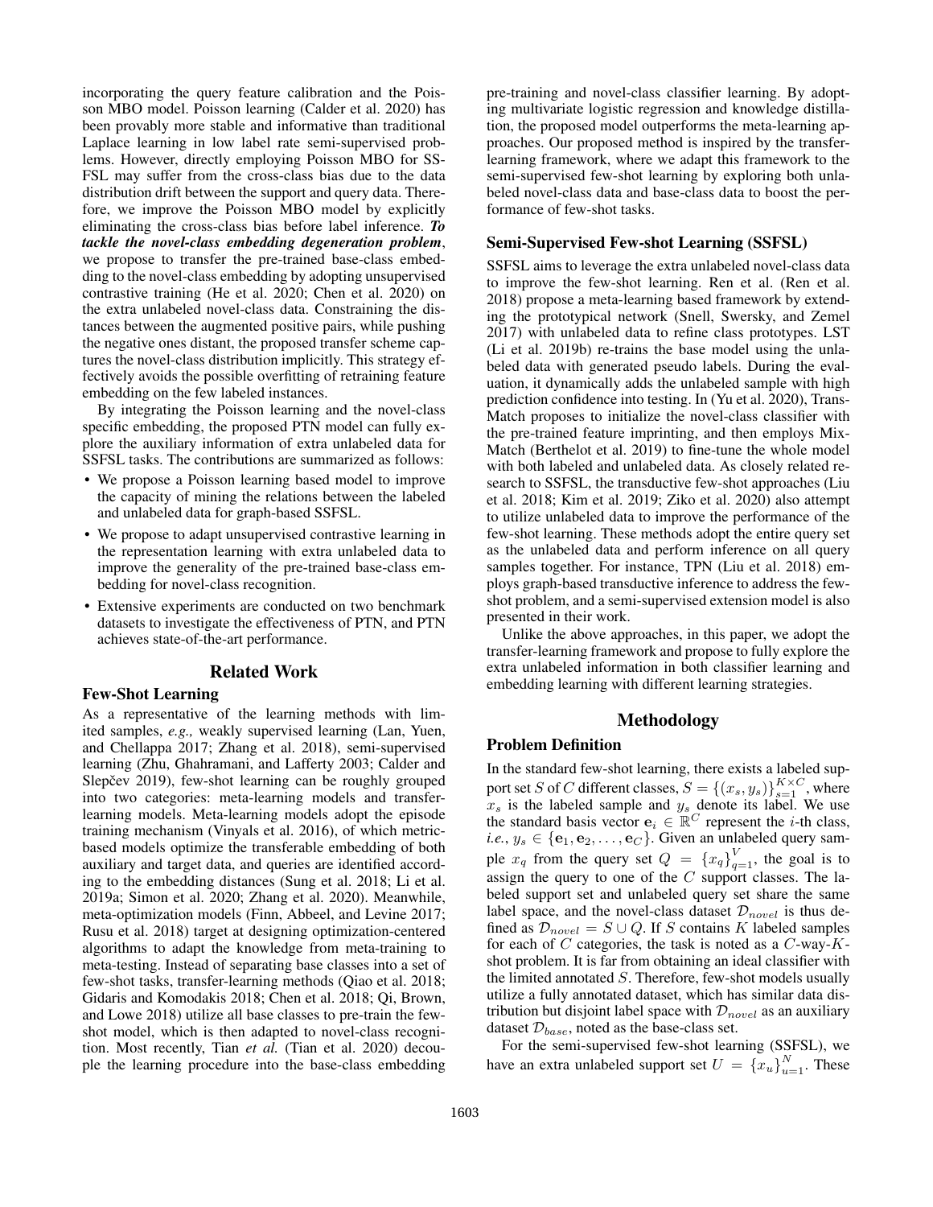incorporating the query feature calibration and the Poisson MBO model. Poisson learning (Calder et al. 2020) has been provably more stable and informative than traditional Laplace learning in low label rate semi-supervised problems. However, directly employing Poisson MBO for SSFSL may suffer from the cross-class bias due to the data distribution drift between the support and query data. Therefore, we improve the Poisson MBO model by explicitly eliminating the cross-class bias before label inference. ***To tackle the novel-class embedding degeneration problem***, we propose to transfer the pre-trained base-class embedding to the novel-class embedding by adopting unsupervised contrastive training (He et al. 2020; Chen et al. 2020) on the extra unlabeled novel-class data. Constraining the distances between the augmented positive pairs, while pushing the negative ones distant, the proposed transfer scheme captures the novel-class distribution implicitly. This strategy effectively avoids the possible overfitting of retraining feature embedding on the few labeled instances.

By integrating the Poisson learning and the novel-class specific embedding, the proposed PTN model can fully explore the auxiliary information of extra unlabeled data for SSFSL tasks. The contributions are summarized as follows:

- We propose a Poisson learning based model to improve the capacity of mining the relations between the labeled and unlabeled data for graph-based SSFSL.
- We propose to adapt unsupervised contrastive learning in the representation learning with extra unlabeled data to improve the generality of the pre-trained base-class embedding for novel-class recognition.
- Extensive experiments are conducted on two benchmark datasets to investigate the effectiveness of PTN, and PTN achieves state-of-the-art performance.

## Related Work

### Few-Shot Learning

As a representative of the learning methods with limited samples, *e.g.,* weakly supervised learning (Lan, Yuen, and Chellappa 2017; Zhang et al. 2018), semi-supervised learning (Zhu, Ghahramani, and Lafferty 2003; Calder and Slepčev 2019), few-shot learning can be roughly grouped into two categories: meta-learning models and transfer-learning models. Meta-learning models adopt the episode training mechanism (Vinyals et al. 2016), of which metric-based models optimize the transferable embedding of both auxiliary and target data, and queries are identified according to the embedding distances (Sung et al. 2018; Li et al. 2019a; Simon et al. 2020; Zhang et al. 2020). Meanwhile, meta-optimization models (Finn, Abbeel, and Levine 2017; Rusu et al. 2018) target at designing optimization-centered algorithms to adapt the knowledge from meta-training to meta-testing. Instead of separating base classes into a set of few-shot tasks, transfer-learning methods (Qiao et al. 2018; Gidaris and Komodakis 2018; Chen et al. 2018; Qi, Brown, and Lowe 2018) utilize all base classes to pre-train the few-shot model, which is then adapted to novel-class recognition. Most recently, Tian *et al.* (Tian et al. 2020) decouple the learning procedure into the base-class embedding pre-training and novel-class classifier learning. By adopting multivariate logistic regression and knowledge distillation, the proposed model outperforms the meta-learning approaches. Our proposed method is inspired by the transfer-learning framework, where we adapt this framework to the semi-supervised few-shot learning by exploring both unlabeled novel-class data and base-class data to boost the performance of few-shot tasks.

### Semi-Supervised Few-shot Learning (SSFSL)

SSFSL aims to leverage the extra unlabeled novel-class data to improve the few-shot learning. Ren et al. (Ren et al. 2018) propose a meta-learning based framework by extending the prototypical network (Snell, Swersky, and Zemel 2017) with unlabeled data to refine class prototypes. LST (Li et al. 2019b) re-trains the base model using the unlabeled data with generated pseudo labels. During the evaluation, it dynamically adds the unlabeled sample with high prediction confidence into testing. In (Yu et al. 2020), TransMatch proposes to initialize the novel-class classifier with the pre-trained feature imprinting, and then employs MixMatch (Berthelot et al. 2019) to fine-tune the whole model with both labeled and unlabeled data. As closely related research to SSFSL, the transductive few-shot approaches (Liu et al. 2018; Kim et al. 2019; Ziko et al. 2020) also attempt to utilize unlabeled data to improve the performance of the few-shot learning. These methods adopt the entire query set as the unlabeled data and perform inference on all query samples together. For instance, TPN (Liu et al. 2018) employs graph-based transductive inference to address the few-shot problem, and a semi-supervised extension model is also presented in their work.

Unlike the above approaches, in this paper, we adopt the transfer-learning framework and propose to fully explore the extra unlabeled information in both classifier learning and embedding learning with different learning strategies.

## Methodology

### Problem Definition

In the standard few-shot learning, there exists a labeled support set $S$ of $C$ different classes, $S = \{(x_s, y_s)\}_{s=1}^{K \times C}$, where $x_s$ is the labeled sample and $y_s$ denote its label. We use the standard basis vector $\mathbf{e}_i \in \mathbb{R}^C$ represent the $i$-th class, *i.e.*, $y_s \in \{\mathbf{e}_1, \mathbf{e}_2, \ldots, \mathbf{e}_C\}$. Given an unlabeled query sample $x_q$ from the query set $Q = \{x_q\}_{q=1}^{V}$, the goal is to assign the query to one of the $C$ support classes. The labeled support set and unlabeled query set share the same label space, and the novel-class dataset $\mathcal{D}_{novel}$ is thus defined as $\mathcal{D}_{novel} = S \cup Q$. If $S$ contains $K$ labeled samples for each of $C$ categories, the task is noted as a $C$-way-$K$-shot problem. It is far from obtaining an ideal classifier with the limited annotated $S$. Therefore, few-shot models usually utilize a fully annotated dataset, which has similar data distribution but disjoint label space with $\mathcal{D}_{novel}$ as an auxiliary dataset $\mathcal{D}_{base}$, noted as the base-class set.

For the semi-supervised few-shot learning (SSFSL), we have an extra unlabeled support set $U = \{x_u\}_{u=1}^{N}$. These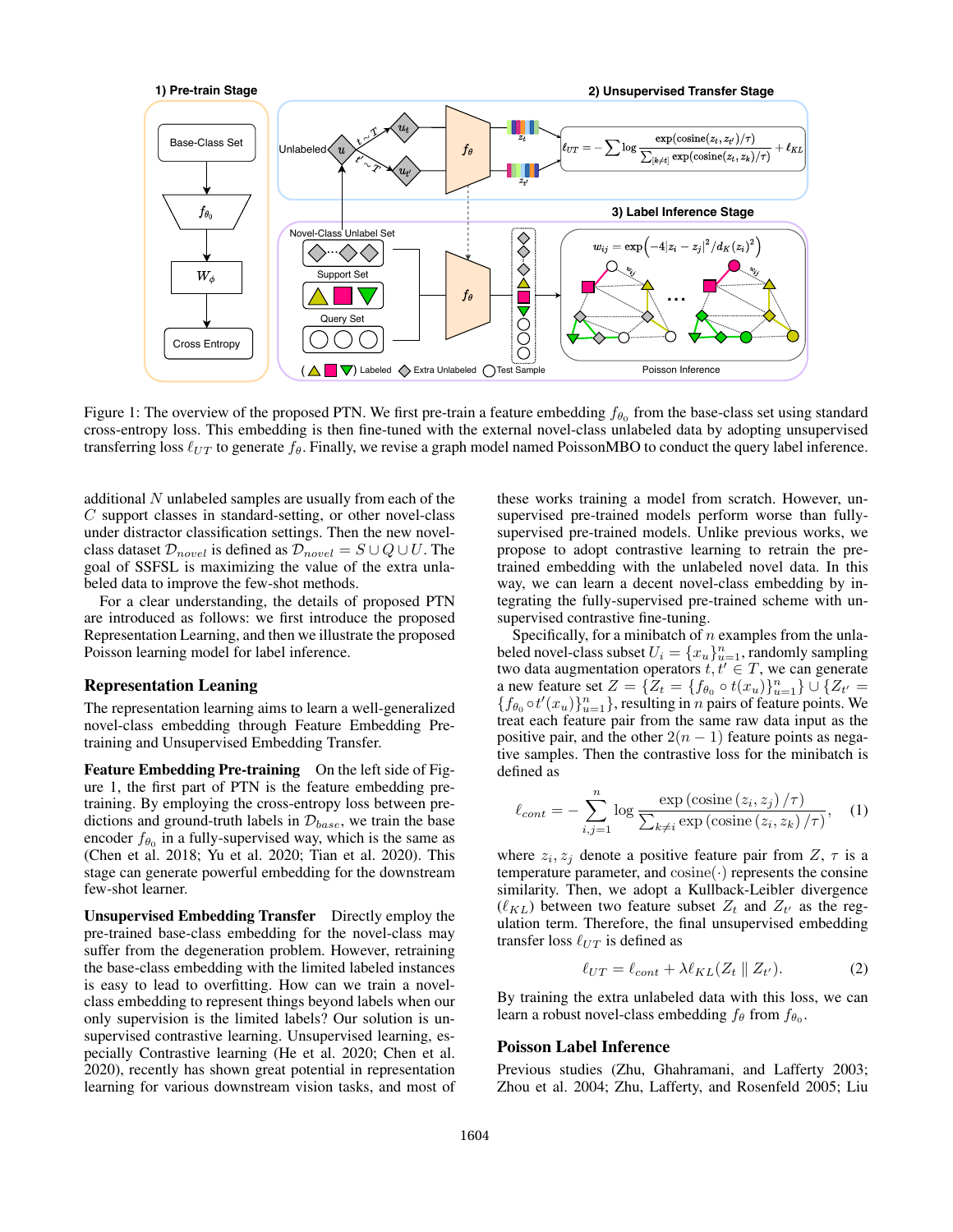Figure 1: The overview of the proposed PTN. We first pre-train a feature embedding $f_{\theta_0}$ from the base-class set using standard cross-entropy loss. This embedding is then fine-tuned with the external novel-class unlabeled data by adopting unsupervised transferring loss $\ell_{UT}$ to generate $f_\theta$. Finally, we revise a graph model named PoissonMBO to conduct the query label inference.

additional $N$ unlabeled samples are usually from each of the $C$ support classes in standard-setting, or other novel-class under distractor classification settings. Then the new novel-class dataset $\mathcal{D}_{novel}$ is defined as $\mathcal{D}_{novel} = S \cup Q \cup U$. The goal of SSFSL is maximizing the value of the extra unlabeled data to improve the few-shot methods.

For a clear understanding, the details of proposed PTN are introduced as follows: we first introduce the proposed Representation Learning, and then we illustrate the proposed Poisson learning model for label inference.

## Representation Leaning

The representation learning aims to learn a well-generalized novel-class embedding through Feature Embedding Pre-training and Unsupervised Embedding Transfer.

**Feature Embedding Pre-training** On the left side of Figure 1, the first part of PTN is the feature embedding pre-training. By employing the cross-entropy loss between predictions and ground-truth labels in $\mathcal{D}_{base}$, we train the base encoder $f_{\theta_0}$ in a fully-supervised way, which is the same as (Chen et al. 2018; Yu et al. 2020; Tian et al. 2020). This stage can generate powerful embedding for the downstream few-shot learner.

**Unsupervised Embedding Transfer** Directly employ the pre-trained base-class embedding for the novel-class may suffer from the degeneration problem. However, retraining the base-class embedding with the limited labeled instances is easy to lead to overfitting. How can we train a novel-class embedding to represent things beyond labels when our only supervision is the limited labels? Our solution is unsupervised contrastive learning. Unsupervised learning, especially Contrastive learning (He et al. 2020; Chen et al. 2020), recently has shown great potential in representation learning for various downstream vision tasks, and most of these works training a model from scratch. However, unsupervised pre-trained models perform worse than fully-supervised pre-trained models. Unlike previous works, we propose to adopt contrastive learning to retrain the pre-trained embedding with the unlabeled novel data. In this way, we can learn a decent novel-class embedding by integrating the fully-supervised pre-trained scheme with unsupervised contrastive fine-tuning.

Specifically, for a minibatch of $n$ examples from the unlabeled novel-class subset $U_i = \{x_u\}_{u=1}^n$, randomly sampling two data augmentation operators $t, t' \in T$, we can generate a new feature set $Z = \{Z_t = \{f_{\theta_0} \circ t(x_u)\}_{u=1}^n\} \cup \{Z_{t'} = \{f_{\theta_0} \circ t'(x_u)\}_{u=1}^n\}$, resulting in $n$ pairs of feature points. We treat each feature pair from the same raw data input as the positive pair, and the other $2(n-1)$ feature points as negative samples. Then the contrastive loss for the minibatch is defined as

$$\ell_{cont} = -\sum_{i,j=1}^{n} \log \frac{\exp\left(\text{cosine}\left(z_i, z_j\right)/\tau\right)}{\sum_{k \neq i} \exp\left(\text{cosine}\left(z_i, z_k\right)/\tau\right)}, \quad (1)$$

where $z_i, z_j$ denote a positive feature pair from $Z$, $\tau$ is a temperature parameter, and $\text{cosine}(\cdot)$ represents the consine similarity. Then, we adopt a Kullback-Leibler divergence ($\ell_{KL}$) between two feature subset $Z_t$ and $Z_{t'}$ as the regulation term. Therefore, the final unsupervised embedding transfer loss $\ell_{UT}$ is defined as

$$\ell_{UT} = \ell_{cont} + \lambda \ell_{KL}(Z_t \parallel Z_{t'}). \quad (2)$$

By training the extra unlabeled data with this loss, we can learn a robust novel-class embedding $f_\theta$ from $f_{\theta_0}$.

## Poisson Label Inference

Previous studies (Zhu, Ghahramani, and Lafferty 2003; Zhou et al. 2004; Zhu, Lafferty, and Rosenfeld 2005; Liu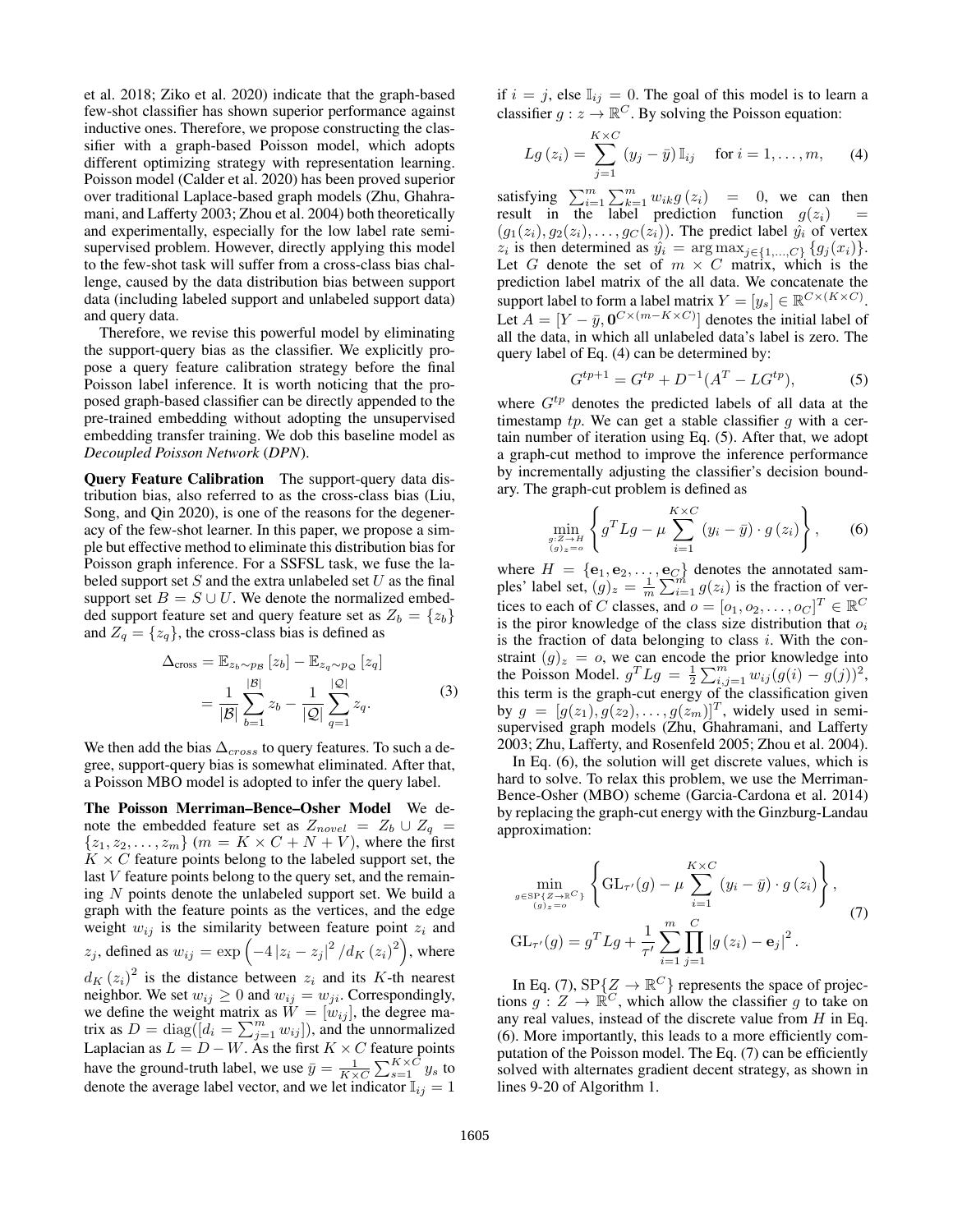et al. 2018; Ziko et al. 2020) indicate that the graph-based few-shot classifier has shown superior performance against inductive ones. Therefore, we propose constructing the classifier with a graph-based Poisson model, which adopts different optimizing strategy with representation learning. Poisson model (Calder et al. 2020) has been proved superior over traditional Laplace-based graph models (Zhu, Ghahramani, and Lafferty 2003; Zhou et al. 2004) both theoretically and experimentally, especially for the low label rate semi-supervised problem. However, directly applying this model to the few-shot task will suffer from a cross-class bias challenge, caused by the data distribution bias between support data (including labeled support and unlabeled support data) and query data.

Therefore, we revise this powerful model by eliminating the support-query bias as the classifier. We explicitly propose a query feature calibration strategy before the final Poisson label inference. It is worth noticing that the proposed graph-based classifier can be directly appended to the pre-trained embedding without adopting the unsupervised embedding transfer training. We dob this baseline model as *Decoupled Poisson Network* (*DPN*).

**Query Feature Calibration** The support-query data distribution bias, also referred to as the cross-class bias (Liu, Song, and Qin 2020), is one of the reasons for the degeneracy of the few-shot learner. In this paper, we propose a simple but effective method to eliminate this distribution bias for Poisson graph inference. For a SSFSL task, we fuse the labeled support set $S$ and the extra unlabeled set $U$ as the final support set $B = S \cup U$. We denote the normalized embedded support feature set and query feature set as $Z_b = \{z_b\}$ and $Z_q = \{z_q\}$, the cross-class bias is defined as

$$
\begin{aligned}
\Delta_{\text{cross}} &= \mathbb{E}_{z_b \sim p_{\mathcal{B}}}[z_b] - \mathbb{E}_{z_q \sim p_{\mathcal{Q}}}[z_q] \\
&= \frac{1}{|\mathcal{B}|}\sum_{b=1}^{|\mathcal{B}|} z_b - \frac{1}{|\mathcal{Q}|}\sum_{q=1}^{|\mathcal{Q}|} z_q.
\end{aligned} \tag{3}
$$

We then add the bias $\Delta_{cross}$ to query features. To such a degree, support-query bias is somewhat eliminated. After that, a Poisson MBO model is adopted to infer the query label.

**The Poisson Merriman–Bence–Osher Model** We denote the embedded feature set as $Z_{novel} = Z_b \cup Z_q = \{z_1, z_2, \ldots, z_m\}$ $(m = K \times C + N + V)$, where the first $K \times C$ feature points belong to the labeled support set, the last $V$ feature points belong to the query set, and the remaining $N$ points denote the unlabeled support set. We build a graph with the feature points as the vertices, and the edge weight $w_{ij}$ is the similarity between feature point $z_i$ and $z_j$, defined as $w_{ij} = \exp\left(-4\left|z_i - z_j\right|^2 / d_K(z_i)^2\right)$, where $d_K(z_i)^2$ is the distance between $z_i$ and its $K$-th nearest neighbor. We set $w_{ij} \geq 0$ and $w_{ij} = w_{ji}$. Correspondingly, we define the weight matrix as $W = [w_{ij}]$, the degree matrix as $D = \operatorname{diag}([d_i = \sum_{j=1}^{m} w_{ij}])$, and the unnormalized Laplacian as $L = D - W$. As the first $K \times C$ feature points have the ground-truth label, we use $\bar{y} = \frac{1}{K \times C}\sum_{s=1}^{K \times C} y_s$ to denote the average label vector, and we let indicator $\mathbb{I}_{ij} = 1$ if $i = j$, else $\mathbb{I}_{ij} = 0$. The goal of this model is to learn a classifier $g : z \to \mathbb{R}^C$. By solving the Poisson equation:

$$
Lg(z_i) = \sum_{j=1}^{K \times C} (y_j - \bar{y})\, \mathbb{I}_{ij} \quad \text{for } i = 1, \ldots, m, \tag{4}
$$

satisfying $\sum_{i=1}^{m}\sum_{k=1}^{m} w_{ik} g(z_i) = 0$, we can then result in the label prediction function $g(z_i) = (g_1(z_i), g_2(z_i), \ldots, g_C(z_i))$. The predict label $\hat{y}_i$ of vertex $z_i$ is then determined as $\hat{y}_i = \arg\max_{j \in \{1,\ldots,C\}} \{g_j(x_i)\}$. Let $G$ denote the set of $m \times C$ matrix, which is the prediction label matrix of the all data. We concatenate the support label to form a label matrix $Y = [y_s] \in \mathbb{R}^{C \times (K \times C)}$. Let $A = [Y - \bar{y}, \mathbf{0}^{C \times (m - K \times C)}]$ denotes the initial label of all the data, in which all unlabeled data's label is zero. The query label of Eq. (4) can be determined by:

$$
G^{tp+1} = G^{tp} + D^{-1}(A^T - LG^{tp}), \tag{5}
$$

where $G^{tp}$ denotes the predicted labels of all data at the timestamp $tp$. We can get a stable classifier $g$ with a certain number of iteration using Eq. (5). After that, we adopt a graph-cut method to improve the inference performance by incrementally adjusting the classifier's decision boundary. The graph-cut problem is defined as

$$
\min_{\substack{g: Z \to H \\ (g)_z = o}} \left\{ g^T L g - \mu \sum_{i=1}^{K \times C} (y_i - \bar{y}) \cdot g(z_i) \right\}, \tag{6}
$$

where $H = \{\mathbf{e}_1, \mathbf{e}_2, \ldots, \mathbf{e}_C\}$ denotes the annotated samples' label set, $(g)_z = \frac{1}{m}\sum_{i=1}^{m} g(z_i)$ is the fraction of vertices to each of $C$ classes, and $o = [o_1, o_2, \ldots, o_C]^T \in \mathbb{R}^C$ is the piror knowledge of the class size distribution that $o_i$ is the fraction of data belonging to class $i$. With the constraint $(g)_z = o$, we can encode the prior knowledge into the Poisson Model. $g^T L g = \frac{1}{2}\sum_{i,j=1}^{m} w_{ij}(g(i) - g(j))^2$, this term is the graph-cut energy of the classification given by $g = [g(z_1), g(z_2), \ldots, g(z_m)]^T$, widely used in semi-supervised graph models (Zhu, Ghahramani, and Lafferty 2003; Zhu, Lafferty, and Rosenfeld 2005; Zhou et al. 2004).

In Eq. (6), the solution will get discrete values, which is hard to solve. To relax this problem, we use the Merriman-Bence-Osher (MBO) scheme (Garcia-Cardona et al. 2014) by replacing the graph-cut energy with the Ginzburg-Landau approximation:

$$
\begin{aligned}
&\min_{\substack{g \in \mathrm{SP}\{Z \to \mathbb{R}^C\} \\ (g)_z = o}} \left\{ \mathrm{GL}_{\tau'}(g) - \mu \sum_{i=1}^{K \times C} (y_i - \bar{y}) \cdot g(z_i) \right\}, \\
&\mathrm{GL}_{\tau'}(g) = g^T L g + \frac{1}{\tau'} \sum_{i=1}^{m} \prod_{j=1}^{C} \left| g(z_i) - \mathbf{e}_j \right|^2.
\end{aligned} \tag{7}
$$

In Eq. (7), $\mathrm{SP}\{Z \to \mathbb{R}^C\}$ represents the space of projections $g : Z \to \mathbb{R}^C$, which allow the classifier $g$ to take on any real values, instead of the discrete value from $H$ in Eq. (6). More importantly, this leads to a more efficiently computation of the Poisson model. The Eq. (7) can be efficiently solved with alternates gradient decent strategy, as shown in lines 9-20 of Algorithm 1.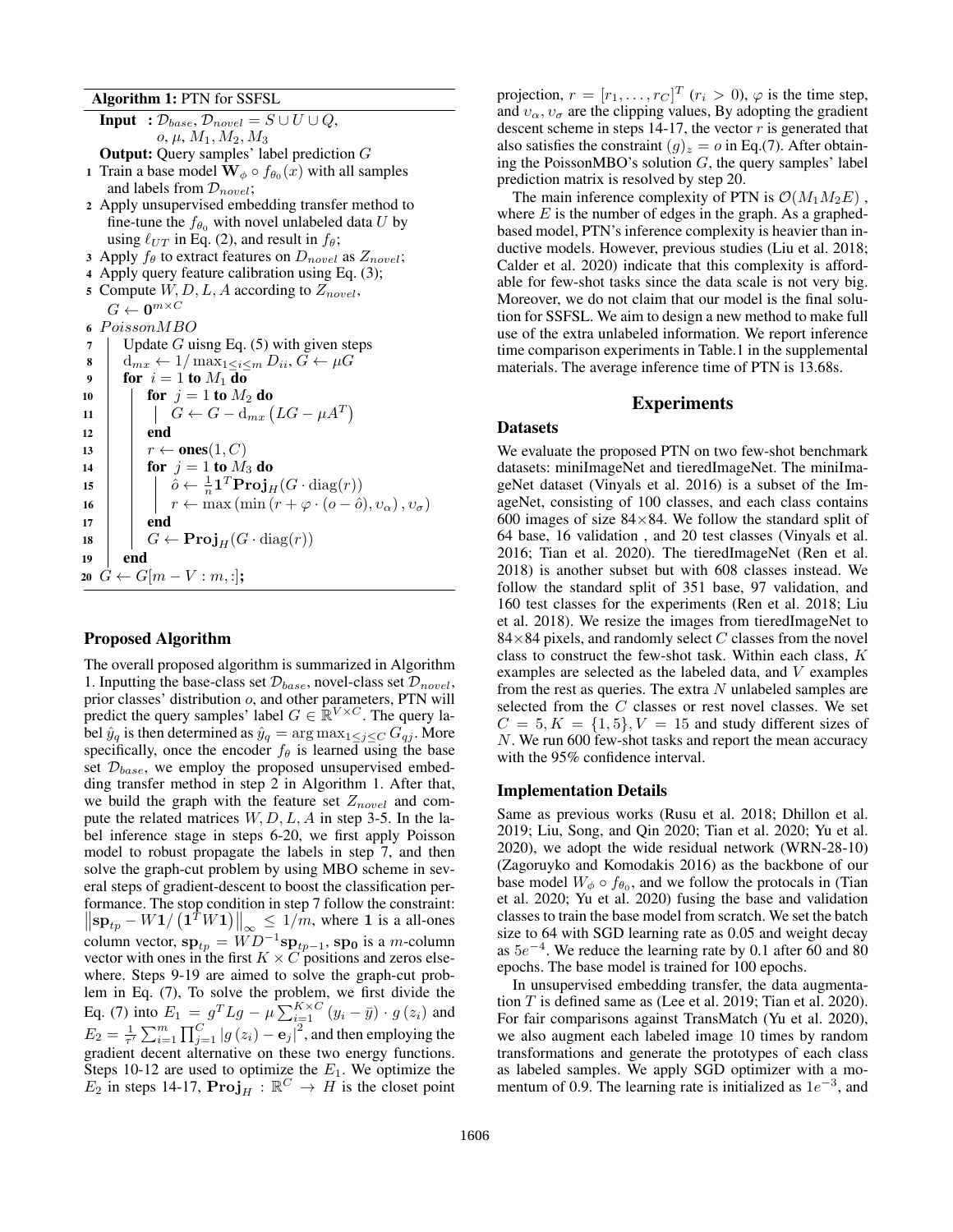**Algorithm 1:** PTN for SSFSL

```
Input  : D_base, D_novel = S ∪ U ∪ Q,
         o, μ, M_1, M_2, M_3
Output: Query samples' label prediction G
1  Train a base model W_φ ∘ f_θ0(x) with all samples
   and labels from D_novel;
2  Apply unsupervised embedding transfer method to
   fine-tune the f_θ0 with novel unlabeled data U by
   using ℓ_UT in Eq. (2), and result in f_θ;
3  Apply f_θ to extract features on D_novel as Z_novel;
4  Apply query feature calibration using Eq. (3);
5  Compute W, D, L, A according to Z_novel,
   G ← 0^{m×C}
6  PoissonMBO
7      Update G uisng Eq. (5) with given steps
8      d_mx ← 1/ max_{1≤i≤m} D_ii, G ← μG
9      for i = 1 to M_1 do
10         for j = 1 to M_2 do
11             G ← G − d_mx (LG − μA^T)
12         end
13         r ← ones(1, C)
14         for j = 1 to M_3 do
15             ô ← (1/n) 1^T Proj_H(G · diag(r))
16             r ← max(min(r + φ · (o − ô), υ_α), υ_σ)
17         end
18         G ← Proj_H(G · diag(r))
19     end
20 G ← G[m − V : m, :];
```

## Proposed Algorithm

The overall proposed algorithm is summarized in Algorithm 1. Inputting the base-class set $\mathcal{D}_{base}$, novel-class set $\mathcal{D}_{novel}$, prior classes' distribution $o$, and other parameters, PTN will predict the query samples' label $G \in \mathbb{R}^{V \times C}$. The query label $\hat{y}_q$ is then determined as $\hat{y}_q = \arg\max_{1 \le j \le C} G_{qj}$. More specifically, once the encoder $f_\theta$ is learned using the base set $\mathcal{D}_{base}$, we employ the proposed unsupervised embedding transfer method in step 2 in Algorithm 1. After that, we build the graph with the feature set $Z_{novel}$ and compute the related matrices $W, D, L, A$ in step 3-5. In the label inference stage in steps 6-20, we first apply Poisson model to robust propagate the labels in step 7, and then solve the graph-cut problem by using MBO scheme in several steps of gradient-descent to boost the classification performance. The stop condition in step 7 follow the constraint: $\left\| \mathbf{sp}_{tp} - W\mathbf{1}/\left(\mathbf{1}^T W \mathbf{1}\right) \right\|_\infty \le 1/m$, where $\mathbf{1}$ is a all-ones column vector, $\mathbf{sp}_{tp} = WD^{-1}\mathbf{sp}_{tp-1}$, $\mathbf{sp_0}$ is a $m$-column vector with ones in the first $K \times C$ positions and zeros elsewhere. Steps 9-19 are aimed to solve the graph-cut problem in Eq. (7), To solve the problem, we first divide the Eq. (7) into $E_1 = g^T L g - \mu \sum_{i=1}^{K \times C} (y_i - \bar{y}) \cdot g(z_i)$ and $E_2 = \frac{1}{\tau'} \sum_{i=1}^{m} \prod_{j=1}^{C} \left| g(z_i) - \mathbf{e}_j \right|^2$, and then employing the gradient decent alternative on these two energy functions. Steps 10-12 are used to optimize the $E_1$. We optimize the $E_2$ in steps 14-17, $\mathbf{Proj}_H : \mathbb{R}^C \to H$ is the closet point projection, $r = [r_1, \ldots, r_C]^T$ ($r_i > 0$), $\varphi$ is the time step, and $\upsilon_\alpha, \upsilon_\sigma$ are the clipping values, By adopting the gradient descent scheme in steps 14-17, the vector $r$ is generated that also satisfies the constraint $(g)_z = o$ in Eq.(7). After obtaining the PoissonMBO's solution $G$, the query samples' label prediction matrix is resolved by step 20.

The main inference complexity of PTN is $\mathcal{O}(M_1 M_2 E)$, where $E$ is the number of edges in the graph. As a graphed-based model, PTN's inference complexity is heavier than inductive models. However, previous studies (Liu et al. 2018; Calder et al. 2020) indicate that this complexity is affordable for few-shot tasks since the data scale is not very big. Moreover, we do not claim that our model is the final solution for SSFSL. We aim to design a new method to make full use of the extra unlabeled information. We report inference time comparison experiments in Table.1 in the supplemental materials. The average inference time of PTN is 13.68s.

# Experiments

## Datasets

We evaluate the proposed PTN on two few-shot benchmark datasets: miniImageNet and tieredImageNet. The miniImageNet dataset (Vinyals et al. 2016) is a subset of the ImageNet, consisting of 100 classes, and each class contains 600 images of size 84×84. We follow the standard split of 64 base, 16 validation , and 20 test classes (Vinyals et al. 2016; Tian et al. 2020). The tieredImageNet (Ren et al. 2018) is another subset but with 608 classes instead. We follow the standard split of 351 base, 97 validation, and 160 test classes for the experiments (Ren et al. 2018; Liu et al. 2018). We resize the images from tieredImageNet to 84×84 pixels, and randomly select $C$ classes from the novel class to construct the few-shot task. Within each class, $K$ examples are selected as the labeled data, and $V$ examples from the rest as queries. The extra $N$ unlabeled samples are selected from the $C$ classes or rest novel classes. We set $C = 5, K = \{1, 5\}, V = 15$ and study different sizes of $N$. We run 600 few-shot tasks and report the mean accuracy with the 95% confidence interval.

## Implementation Details

Same as previous works (Rusu et al. 2018; Dhillon et al. 2019; Liu, Song, and Qin 2020; Tian et al. 2020; Yu et al. 2020), we adopt the wide residual network (WRN-28-10) (Zagoruyko and Komodakis 2016) as the backbone of our base model $W_\phi \circ f_{\theta_0}$, and we follow the protocals in (Tian et al. 2020; Yu et al. 2020) fusing the base and validation classes to train the base model from scratch. We set the batch size to 64 with SGD learning rate as 0.05 and weight decay as $5e^{-4}$. We reduce the learning rate by 0.1 after 60 and 80 epochs. The base model is trained for 100 epochs.

In unsupervised embedding transfer, the data augmentation $T$ is defined same as (Lee et al. 2019; Tian et al. 2020). For fair comparisons against TransMatch (Yu et al. 2020), we also augment each labeled image 10 times by random transformations and generate the prototypes of each class as labeled samples. We apply SGD optimizer with a momentum of 0.9. The learning rate is initialized as $1e^{-3}$, and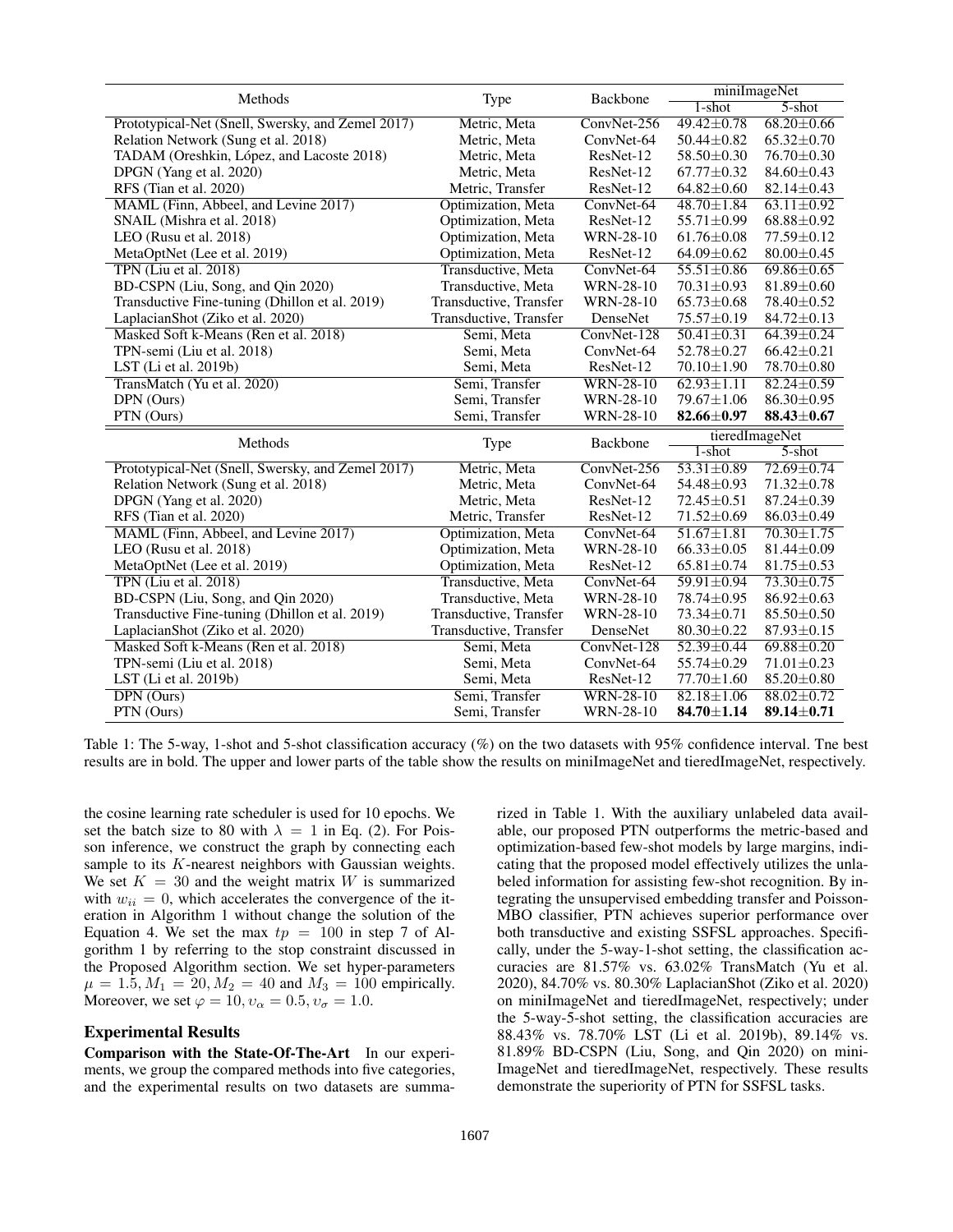| Methods | Type | Backbone | miniImageNet | |
|---|---|---|---|---|
| | | | 1-shot | 5-shot |
| Prototypical-Net (Snell, Swersky, and Zemel 2017) | Metric, Meta | ConvNet-256 | 49.42±0.78 | 68.20±0.66 |
| Relation Network (Sung et al. 2018) | Metric, Meta | ConvNet-64 | 50.44±0.82 | 65.32±0.70 |
| TADAM (Oreshkin, López, and Lacoste 2018) | Metric, Meta | ResNet-12 | 58.50±0.30 | 76.70±0.30 |
| DPGN (Yang et al. 2020) | Metric, Meta | ResNet-12 | 67.77±0.32 | 84.60±0.43 |
| RFS (Tian et al. 2020) | Metric, Transfer | ResNet-12 | 64.82±0.60 | 82.14±0.43 |
| MAML (Finn, Abbeel, and Levine 2017) | Optimization, Meta | ConvNet-64 | 48.70±1.84 | 63.11±0.92 |
| SNAIL (Mishra et al. 2018) | Optimization, Meta | ResNet-12 | 55.71±0.99 | 68.88±0.92 |
| LEO (Rusu et al. 2018) | Optimization, Meta | WRN-28-10 | 61.76±0.08 | 77.59±0.12 |
| MetaOptNet (Lee et al. 2019) | Optimization, Meta | ResNet-12 | 64.09±0.62 | 80.00±0.45 |
| TPN (Liu et al. 2018) | Transductive, Meta | ConvNet-64 | 55.51±0.86 | 69.86±0.65 |
| BD-CSPN (Liu, Song, and Qin 2020) | Transductive, Meta | WRN-28-10 | 70.31±0.93 | 81.89±0.60 |
| Transductive Fine-tuning (Dhillon et al. 2019) | Transductive, Transfer | WRN-28-10 | 65.73±0.68 | 78.40±0.52 |
| LaplacianShot (Ziko et al. 2020) | Transductive, Transfer | DenseNet | 75.57±0.19 | 84.72±0.13 |
| Masked Soft k-Means (Ren et al. 2018) | Semi, Meta | ConvNet-128 | 50.41±0.31 | 64.39±0.24 |
| TPN-semi (Liu et al. 2018) | Semi, Meta | ConvNet-64 | 52.78±0.27 | 66.42±0.21 |
| LST (Li et al. 2019b) | Semi, Meta | ResNet-12 | 70.10±1.90 | 78.70±0.80 |
| TransMatch (Yu et al. 2020) | Semi, Transfer | WRN-28-10 | 62.93±1.11 | 82.24±0.59 |
| DPN (Ours) | Semi, Transfer | WRN-28-10 | 79.67±1.06 | 86.30±0.95 |
| PTN (Ours) | Semi, Transfer | WRN-28-10 | **82.66±0.97** | **88.43±0.67** |

| Methods | Type | Backbone | tieredImageNet | |
|---|---|---|---|---|
| | | | 1-shot | 5-shot |
| Prototypical-Net (Snell, Swersky, and Zemel 2017) | Metric, Meta | ConvNet-256 | 53.31±0.89 | 72.69±0.74 |
| Relation Network (Sung et al. 2018) | Metric, Meta | ConvNet-64 | 54.48±0.93 | 71.32±0.78 |
| DPGN (Yang et al. 2020) | Metric, Meta | ResNet-12 | 72.45±0.51 | 87.24±0.39 |
| RFS (Tian et al. 2020) | Metric, Transfer | ResNet-12 | 71.52±0.69 | 86.03±0.49 |
| MAML (Finn, Abbeel, and Levine 2017) | Optimization, Meta | ConvNet-64 | 51.67±1.81 | 70.30±1.75 |
| LEO (Rusu et al. 2018) | Optimization, Meta | WRN-28-10 | 66.33±0.05 | 81.44±0.09 |
| MetaOptNet (Lee et al. 2019) | Optimization, Meta | ResNet-12 | 65.81±0.74 | 81.75±0.53 |
| TPN (Liu et al. 2018) | Transductive, Meta | ConvNet-64 | 59.91±0.94 | 73.30±0.75 |
| BD-CSPN (Liu, Song, and Qin 2020) | Transductive, Meta | WRN-28-10 | 78.74±0.95 | 86.92±0.63 |
| Transductive Fine-tuning (Dhillon et al. 2019) | Transductive, Transfer | WRN-28-10 | 73.34±0.71 | 85.50±0.50 |
| LaplacianShot (Ziko et al. 2020) | Transductive, Transfer | DenseNet | 80.30±0.22 | 87.93±0.15 |
| Masked Soft k-Means (Ren et al. 2018) | Semi, Meta | ConvNet-128 | 52.39±0.44 | 69.88±0.20 |
| TPN-semi (Liu et al. 2018) | Semi, Meta | ConvNet-64 | 55.74±0.29 | 71.01±0.23 |
| LST (Li et al. 2019b) | Semi, Meta | ResNet-12 | 77.70±1.60 | 85.20±0.80 |
| DPN (Ours) | Semi, Transfer | WRN-28-10 | 82.18±1.06 | 88.02±0.72 |
| PTN (Ours) | Semi, Transfer | WRN-28-10 | **84.70±1.14** | **89.14±0.71** |

Table 1: The 5-way, 1-shot and 5-shot classification accuracy (%) on the two datasets with 95% confidence interval. Tne best results are in bold. The upper and lower parts of the table show the results on miniImageNet and tieredImageNet, respectively.

the cosine learning rate scheduler is used for 10 epochs. We set the batch size to 80 with $\lambda = 1$ in Eq. (2). For Poisson inference, we construct the graph by connecting each sample to its $K$-nearest neighbors with Gaussian weights. We set $K = 30$ and the weight matrix $W$ is summarized with $w_{ii} = 0$, which accelerates the convergence of the iteration in Algorithm 1 without change the solution of the Equation 4. We set the max $tp = 100$ in step 7 of Algorithm 1 by referring to the stop constraint discussed in the Proposed Algorithm section. We set hyper-parameters $\mu = 1.5, M_1 = 20, M_2 = 40$ and $M_3 = 100$ empirically. Moreover, we set $\varphi = 10, \upsilon_\alpha = 0.5, \upsilon_\sigma = 1.0$.

## Experimental Results

**Comparison with the State-Of-The-Art** In our experiments, we group the compared methods into five categories, and the experimental results on two datasets are summarized in Table 1. With the auxiliary unlabeled data available, our proposed PTN outperforms the metric-based and optimization-based few-shot models by large margins, indicating that the proposed model effectively utilizes the unlabeled information for assisting few-shot recognition. By integrating the unsupervised embedding transfer and Poisson-MBO classifier, PTN achieves superior performance over both transductive and existing SSFSL approaches. Specifically, under the 5-way-1-shot setting, the classification accuracies are 81.57% vs. 63.02% TransMatch (Yu et al. 2020), 84.70% vs. 80.30% LaplacianShot (Ziko et al. 2020) on miniImageNet and tieredImageNet, respectively; under the 5-way-5-shot setting, the classification accuracies are 88.43% vs. 78.70% LST (Li et al. 2019b), 89.14% vs. 81.89% BD-CSPN (Liu, Song, and Qin 2020) on miniImageNet and tieredImageNet, respectively. These results demonstrate the superiority of PTN for SSFSL tasks.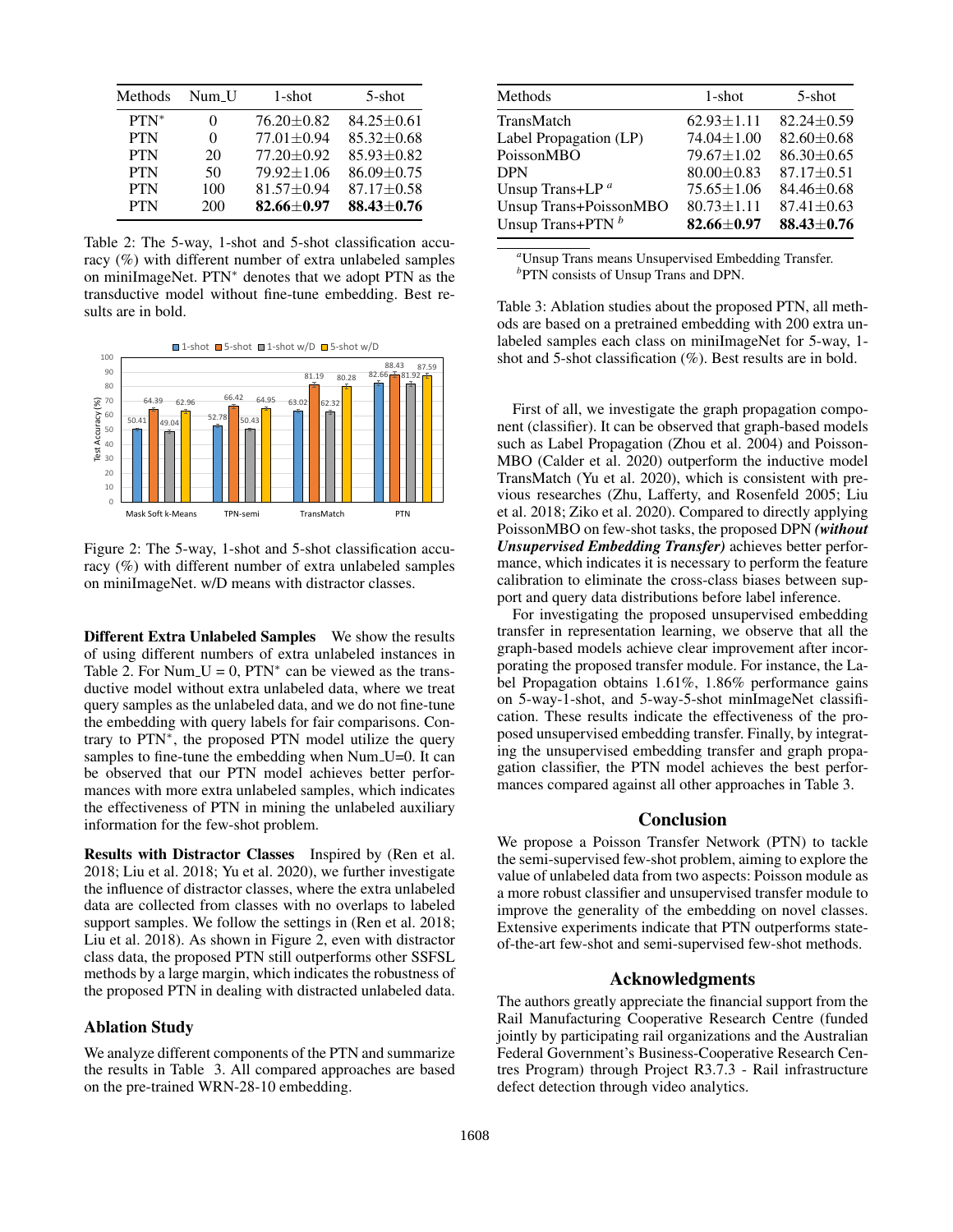| Methods | Num_U | 1-shot | 5-shot |
|---|---|---|---|
| PTN* | 0 | 76.20±0.82 | 84.25±0.61 |
| PTN | 0 | 77.01±0.94 | 85.32±0.68 |
| PTN | 20 | 77.20±0.92 | 85.93±0.82 |
| PTN | 50 | 79.92±1.06 | 86.09±0.75 |
| PTN | 100 | 81.57±0.94 | 87.17±0.58 |
| PTN | 200 | **82.66±0.97** | **88.43±0.76** |

Table 2: The 5-way, 1-shot and 5-shot classification accuracy (%) with different number of extra unlabeled samples on miniImageNet. PTN* denotes that we adopt PTN as the transductive model without fine-tune embedding. Best results are in bold.

Figure 2: The 5-way, 1-shot and 5-shot classification accuracy (%) with different number of extra unlabeled samples on miniImageNet. w/D means with distractor classes.

**Different Extra Unlabeled Samples** We show the results of using different numbers of extra unlabeled instances in Table 2. For Num_U = 0, PTN* can be viewed as the transductive model without extra unlabeled data, where we treat query samples as the unlabeled data, and we do not fine-tune the embedding with query labels for fair comparisons. Contrary to PTN*, the proposed PTN model utilize the query samples to fine-tune the embedding when Num_U=0. It can be observed that our PTN model achieves better performances with more extra unlabeled samples, which indicates the effectiveness of PTN in mining the unlabeled auxiliary information for the few-shot problem.

**Results with Distractor Classes** Inspired by (Ren et al. 2018; Liu et al. 2018; Yu et al. 2020), we further investigate the influence of distractor classes, where the extra unlabeled data are collected from classes with no overlaps to labeled support samples. We follow the settings in (Ren et al. 2018; Liu et al. 2018). As shown in Figure 2, even with distractor class data, the proposed PTN still outperforms other SSFSL methods by a large margin, which indicates the robustness of the proposed PTN in dealing with distracted unlabeled data.

### Ablation Study

We analyze different components of the PTN and summarize the results in Table 3. All compared approaches are based on the pre-trained WRN-28-10 embedding.

| Methods | 1-shot | 5-shot |
|---|---|---|
| TransMatch | 62.93±1.11 | 82.24±0.59 |
| Label Propagation (LP) | 74.04±1.00 | 82.60±0.68 |
| PoissonMBO | 79.67±1.02 | 86.30±0.65 |
| DPN | 80.00±0.83 | 87.17±0.51 |
| Unsup Trans+LP [a] | 75.65±1.06 | 84.46±0.68 |
| Unsup Trans+PoissonMBO | 80.73±1.11 | 87.41±0.63 |
| Unsup Trans+PTN [b] | **82.66±0.97** | **88.43±0.76** |

[a] Unsup Trans means Unsupervised Embedding Transfer.
[b] PTN consists of Unsup Trans and DPN.

Table 3: Ablation studies about the proposed PTN, all methods are based on a pretrained embedding with 200 extra unlabeled samples each class on miniImageNet for 5-way, 1-shot and 5-shot classification (%). Best results are in bold.

First of all, we investigate the graph propagation component (classifier). It can be observed that graph-based models such as Label Propagation (Zhou et al. 2004) and PoissonMBO (Calder et al. 2020) outperform the inductive model TransMatch (Yu et al. 2020), which is consistent with previous researches (Zhu, Lafferty, and Rosenfeld 2005; Liu et al. 2018; Ziko et al. 2020). Compared to directly applying PoissonMBO on few-shot tasks, the proposed DPN ***(without Unsupervised Embedding Transfer)*** achieves better performance, which indicates it is necessary to perform the feature calibration to eliminate the cross-class biases between support and query data distributions before label inference.

For investigating the proposed unsupervised embedding transfer in representation learning, we observe that all the graph-based models achieve clear improvement after incorporating the proposed transfer module. For instance, the Label Propagation obtains 1.61%, 1.86% performance gains on 5-way-1-shot, and 5-way-5-shot minImageNet classification. These results indicate the effectiveness of the proposed unsupervised embedding transfer. Finally, by integrating the unsupervised embedding transfer and graph propagation classifier, the PTN model achieves the best performances compared against all other approaches in Table 3.

## Conclusion

We propose a Poisson Transfer Network (PTN) to tackle the semi-supervised few-shot problem, aiming to explore the value of unlabeled data from two aspects: Poisson module as a more robust classifier and unsupervised transfer module to improve the generality of the embedding on novel classes. Extensive experiments indicate that PTN outperforms state-of-the-art few-shot and semi-supervised few-shot methods.

## Acknowledgments

The authors greatly appreciate the financial support from the Rail Manufacturing Cooperative Research Centre (funded jointly by participating rail organizations and the Australian Federal Government's Business-Cooperative Research Centres Program) through Project R3.7.3 - Rail infrastructure defect detection through video analytics.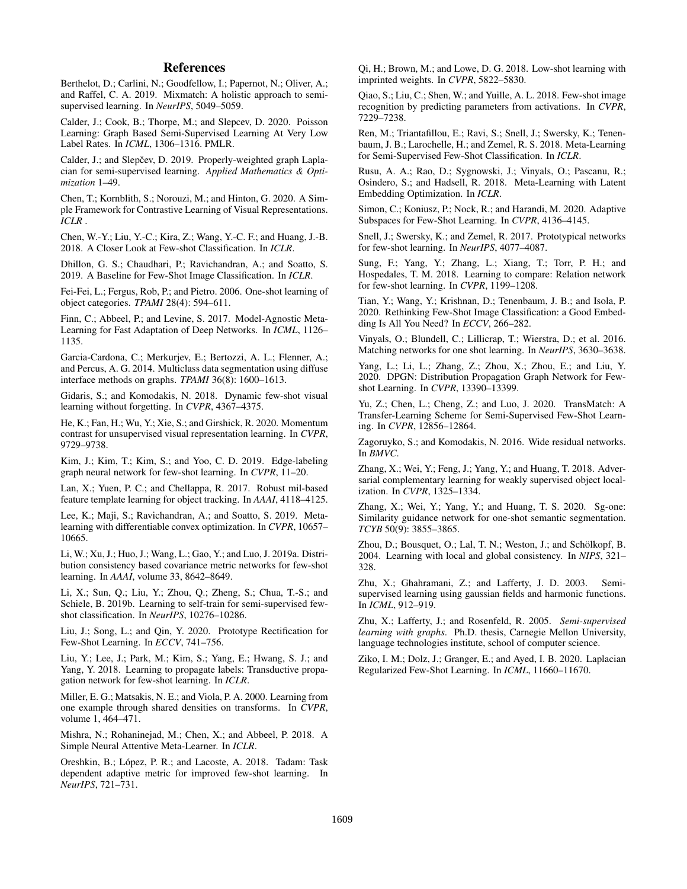## References

Berthelot, D.; Carlini, N.; Goodfellow, I.; Papernot, N.; Oliver, A.; and Raffel, C. A. 2019. Mixmatch: A holistic approach to semi-supervised learning. In *NeurIPS*, 5049–5059.

Calder, J.; Cook, B.; Thorpe, M.; and Slepcev, D. 2020. Poisson Learning: Graph Based Semi-Supervised Learning At Very Low Label Rates. In *ICML*, 1306–1316. PMLR.

Calder, J.; and Slepčev, D. 2019. Properly-weighted graph Laplacian for semi-supervised learning. *Applied Mathematics & Optimization* 1–49.

Chen, T.; Kornblith, S.; Norouzi, M.; and Hinton, G. 2020. A Simple Framework for Contrastive Learning of Visual Representations. *ICLR* .

Chen, W.-Y.; Liu, Y.-C.; Kira, Z.; Wang, Y.-C. F.; and Huang, J.-B. 2018. A Closer Look at Few-shot Classification. In *ICLR*.

Dhillon, G. S.; Chaudhari, P.; Ravichandran, A.; and Soatto, S. 2019. A Baseline for Few-Shot Image Classification. In *ICLR*.

Fei-Fei, L.; Fergus, Rob, P.; and Pietro. 2006. One-shot learning of object categories. *TPAMI* 28(4): 594–611.

Finn, C.; Abbeel, P.; and Levine, S. 2017. Model-Agnostic Meta-Learning for Fast Adaptation of Deep Networks. In *ICML*, 1126–1135.

Garcia-Cardona, C.; Merkurjev, E.; Bertozzi, A. L.; Flenner, A.; and Percus, A. G. 2014. Multiclass data segmentation using diffuse interface methods on graphs. *TPAMI* 36(8): 1600–1613.

Gidaris, S.; and Komodakis, N. 2018. Dynamic few-shot visual learning without forgetting. In *CVPR*, 4367–4375.

He, K.; Fan, H.; Wu, Y.; Xie, S.; and Girshick, R. 2020. Momentum contrast for unsupervised visual representation learning. In *CVPR*, 9729–9738.

Kim, J.; Kim, T.; Kim, S.; and Yoo, C. D. 2019. Edge-labeling graph neural network for few-shot learning. In *CVPR*, 11–20.

Lan, X.; Yuen, P. C.; and Chellappa, R. 2017. Robust mil-based feature template learning for object tracking. In *AAAI*, 4118–4125.

Lee, K.; Maji, S.; Ravichandran, A.; and Soatto, S. 2019. Meta-learning with differentiable convex optimization. In *CVPR*, 10657–10665.

Li, W.; Xu, J.; Huo, J.; Wang, L.; Gao, Y.; and Luo, J. 2019a. Distribution consistency based covariance metric networks for few-shot learning. In *AAAI*, volume 33, 8642–8649.

Li, X.; Sun, Q.; Liu, Y.; Zhou, Q.; Zheng, S.; Chua, T.-S.; and Schiele, B. 2019b. Learning to self-train for semi-supervised few-shot classification. In *NeurIPS*, 10276–10286.

Liu, J.; Song, L.; and Qin, Y. 2020. Prototype Rectification for Few-Shot Learning. In *ECCV*, 741–756.

Liu, Y.; Lee, J.; Park, M.; Kim, S.; Yang, E.; Hwang, S. J.; and Yang, Y. 2018. Learning to propagate labels: Transductive propagation network for few-shot learning. In *ICLR*.

Miller, E. G.; Matsakis, N. E.; and Viola, P. A. 2000. Learning from one example through shared densities on transforms. In *CVPR*, volume 1, 464–471.

Mishra, N.; Rohaninejad, M.; Chen, X.; and Abbeel, P. 2018. A Simple Neural Attentive Meta-Learner. In *ICLR*.

Oreshkin, B.; López, P. R.; and Lacoste, A. 2018. Tadam: Task dependent adaptive metric for improved few-shot learning. In *NeurIPS*, 721–731.

Qi, H.; Brown, M.; and Lowe, D. G. 2018. Low-shot learning with imprinted weights. In *CVPR*, 5822–5830.

Qiao, S.; Liu, C.; Shen, W.; and Yuille, A. L. 2018. Few-shot image recognition by predicting parameters from activations. In *CVPR*, 7229–7238.

Ren, M.; Triantafillou, E.; Ravi, S.; Snell, J.; Swersky, K.; Tenenbaum, J. B.; Larochelle, H.; and Zemel, R. S. 2018. Meta-Learning for Semi-Supervised Few-Shot Classification. In *ICLR*.

Rusu, A. A.; Rao, D.; Sygnowski, J.; Vinyals, O.; Pascanu, R.; Osindero, S.; and Hadsell, R. 2018. Meta-Learning with Latent Embedding Optimization. In *ICLR*.

Simon, C.; Koniusz, P.; Nock, R.; and Harandi, M. 2020. Adaptive Subspaces for Few-Shot Learning. In *CVPR*, 4136–4145.

Snell, J.; Swersky, K.; and Zemel, R. 2017. Prototypical networks for few-shot learning. In *NeurIPS*, 4077–4087.

Sung, F.; Yang, Y.; Zhang, L.; Xiang, T.; Torr, P. H.; and Hospedales, T. M. 2018. Learning to compare: Relation network for few-shot learning. In *CVPR*, 1199–1208.

Tian, Y.; Wang, Y.; Krishnan, D.; Tenenbaum, J. B.; and Isola, P. 2020. Rethinking Few-Shot Image Classification: a Good Embedding Is All You Need? In *ECCV*, 266–282.

Vinyals, O.; Blundell, C.; Lillicrap, T.; Wierstra, D.; et al. 2016. Matching networks for one shot learning. In *NeurIPS*, 3630–3638.

Yang, L.; Li, L.; Zhang, Z.; Zhou, X.; Zhou, E.; and Liu, Y. 2020. DPGN: Distribution Propagation Graph Network for Few-shot Learning. In *CVPR*, 13390–13399.

Yu, Z.; Chen, L.; Cheng, Z.; and Luo, J. 2020. TransMatch: A Transfer-Learning Scheme for Semi-Supervised Few-Shot Learning. In *CVPR*, 12856–12864.

Zagoruyko, S.; and Komodakis, N. 2016. Wide residual networks. In *BMVC*.

Zhang, X.; Wei, Y.; Feng, J.; Yang, Y.; and Huang, T. 2018. Adversarial complementary learning for weakly supervised object localization. In *CVPR*, 1325–1334.

Zhang, X.; Wei, Y.; Yang, Y.; and Huang, T. S. 2020. Sg-one: Similarity guidance network for one-shot semantic segmentation. *TCYB* 50(9): 3855–3865.

Zhou, D.; Bousquet, O.; Lal, T. N.; Weston, J.; and Schölkopf, B. 2004. Learning with local and global consistency. In *NIPS*, 321–328.

Zhu, X.; Ghahramani, Z.; and Lafferty, J. D. 2003. Semi-supervised learning using gaussian fields and harmonic functions. In *ICML*, 912–919.

Zhu, X.; Lafferty, J.; and Rosenfeld, R. 2005. *Semi-supervised learning with graphs*. Ph.D. thesis, Carnegie Mellon University, language technologies institute, school of computer science.

Ziko, I. M.; Dolz, J.; Granger, E.; and Ayed, I. B. 2020. Laplacian Regularized Few-Shot Learning. In *ICML*, 11660–11670.